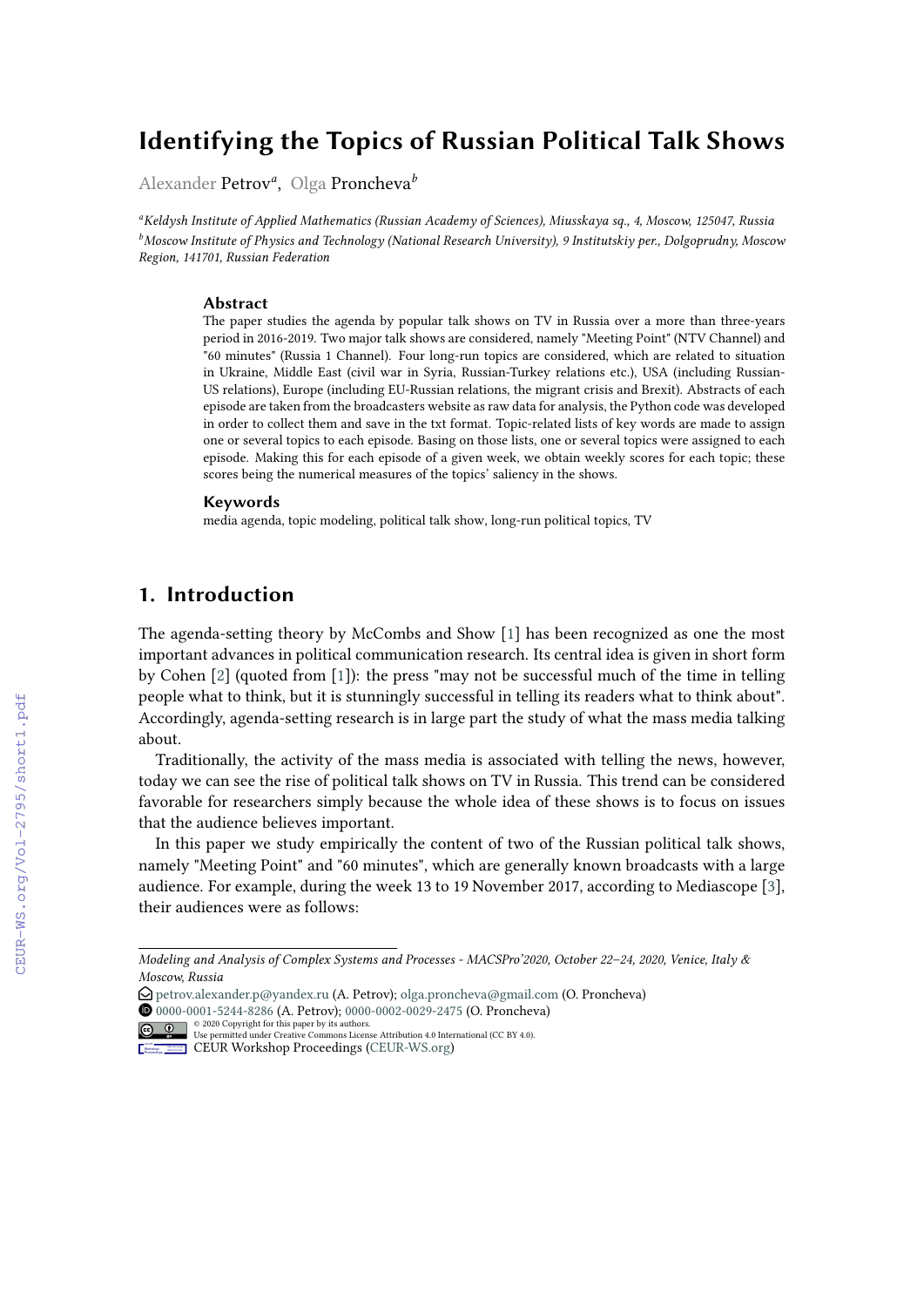# Identifying the Topics of Russian Political Talk Shows

Alexander Petrov[a], Olga Proncheva[b]

[a]*Keldysh Institute of Applied Mathematics (Russian Academy of Sciences), Miusskaya sq., 4, Moscow, 125047, Russia*
[b]*Moscow Institute of Physics and Technology (National Research University), 9 Institutskiy per., Dolgoprudny, Moscow Region, 141701, Russian Federation*

### Abstract

The paper studies the agenda by popular talk shows on TV in Russia over a more than three-years period in 2016-2019. Two major talk shows are considered, namely "Meeting Point" (NTV Channel) and "60 minutes" (Russia 1 Channel). Four long-run topics are considered, which are related to situation in Ukraine, Middle East (civil war in Syria, Russian-Turkey relations etc.), USA (including Russian-US relations), Europe (including EU-Russian relations, the migrant crisis and Brexit). Abstracts of each episode are taken from the broadcasters website as raw data for analysis, the Python code was developed in order to collect them and save in the txt format. Topic-related lists of key words are made to assign one or several topics to each episode. Basing on those lists, one or several topics were assigned to each episode. Making this for each episode of a given week, we obtain weekly scores for each topic; these scores being the numerical measures of the topics' saliency in the shows.

### Keywords

media agenda, topic modeling, political talk show, long-run political topics, TV

## 1. Introduction

The agenda-setting theory by McCombs and Show [1] has been recognized as one the most important advances in political communication research. Its central idea is given in short form by Cohen [2] (quoted from [1]): the press "may not be successful much of the time in telling people what to think, but it is stunningly successful in telling its readers what to think about". Accordingly, agenda-setting research is in large part the study of what the mass media talking about.

Traditionally, the activity of the mass media is associated with telling the news, however, today we can see the rise of political talk shows on TV in Russia. This trend can be considered favorable for researchers simply because the whole idea of these shows is to focus on issues that the audience believes important.

In this paper we study empirically the content of two of the Russian political talk shows, namely "Meeting Point" and "60 minutes", which are generally known broadcasts with a large audience. For example, during the week 13 to 19 November 2017, according to Mediascope [3], their audiences were as follows:

---

*Modeling and Analysis of Complex Systems and Processes - MACSPro'2020, October 22–24, 2020, Venice, Italy & Moscow, Russia*
petrov.alexander.p@yandex.ru (A. Petrov); olga.proncheva@gmail.com (O. Proncheva)
0000-0001-5244-8286 (A. Petrov); 0000-0002-0029-2475 (O. Proncheva)
© 2020 Copyright for this paper by its authors. Use permitted under Creative Commons License Attribution 4.0 International (CC BY 4.0).
CEUR Workshop Proceedings (CEUR-WS.org)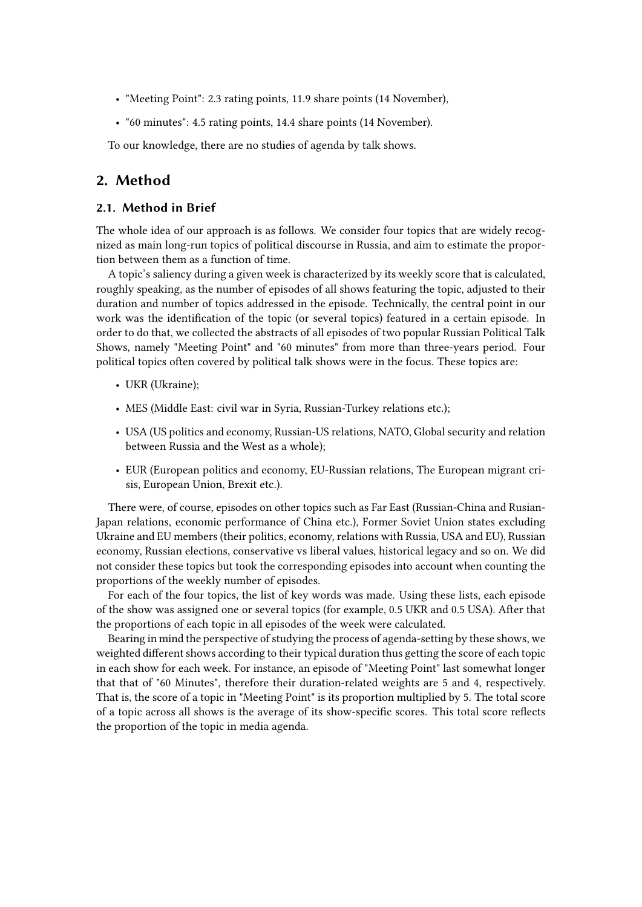- "Meeting Point": 2.3 rating points, 11.9 share points (14 November),
- "60 minutes": 4.5 rating points, 14.4 share points (14 November).

To our knowledge, there are no studies of agenda by talk shows.

## 2. Method

### 2.1. Method in Brief

The whole idea of our approach is as follows. We consider four topics that are widely recognized as main long-run topics of political discourse in Russia, and aim to estimate the proportion between them as a function of time.

A topic's saliency during a given week is characterized by its weekly score that is calculated, roughly speaking, as the number of episodes of all shows featuring the topic, adjusted to their duration and number of topics addressed in the episode. Technically, the central point in our work was the identification of the topic (or several topics) featured in a certain episode. In order to do that, we collected the abstracts of all episodes of two popular Russian Political Talk Shows, namely "Meeting Point" and "60 minutes" from more than three-years period. Four political topics often covered by political talk shows were in the focus. These topics are:

- UKR (Ukraine);
- MES (Middle East: civil war in Syria, Russian-Turkey relations etc.);
- USA (US politics and economy, Russian-US relations, NATO, Global security and relation between Russia and the West as a whole);
- EUR (European politics and economy, EU-Russian relations, The European migrant crisis, European Union, Brexit etc.).

There were, of course, episodes on other topics such as Far East (Russian-China and Rusian-Japan relations, economic performance of China etc.), Former Soviet Union states excluding Ukraine and EU members (their politics, economy, relations with Russia, USA and EU), Russian economy, Russian elections, conservative vs liberal values, historical legacy and so on. We did not consider these topics but took the corresponding episodes into account when counting the proportions of the weekly number of episodes.

For each of the four topics, the list of key words was made. Using these lists, each episode of the show was assigned one or several topics (for example, 0.5 UKR and 0.5 USA). After that the proportions of each topic in all episodes of the week were calculated.

Bearing in mind the perspective of studying the process of agenda-setting by these shows, we weighted different shows according to their typical duration thus getting the score of each topic in each show for each week. For instance, an episode of "Meeting Point" last somewhat longer that that of "60 Minutes", therefore their duration-related weights are 5 and 4, respectively. That is, the score of a topic in "Meeting Point" is its proportion multiplied by 5. The total score of a topic across all shows is the average of its show-specific scores. This total score reflects the proportion of the topic in media agenda.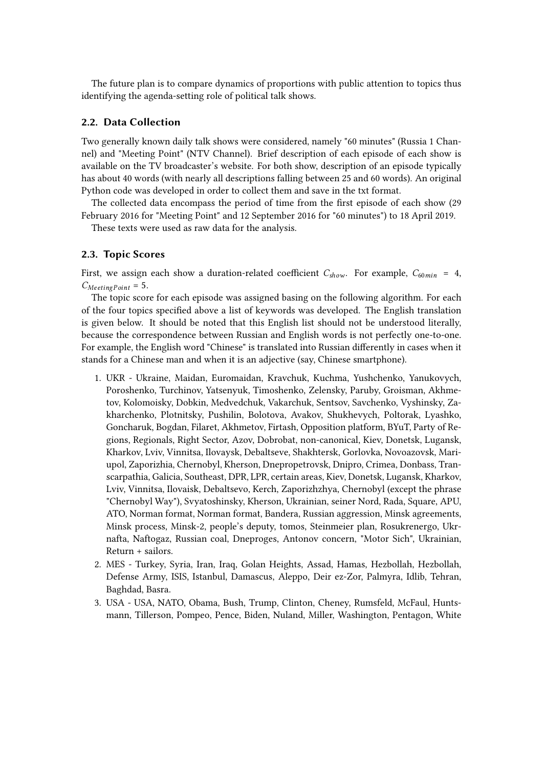The future plan is to compare dynamics of proportions with public attention to topics thus identifying the agenda-setting role of political talk shows.

### 2.2. Data Collection

Two generally known daily talk shows were considered, namely "60 minutes" (Russia 1 Channel) and "Meeting Point" (NTV Channel). Brief description of each episode of each show is available on the TV broadcaster's website. For both show, description of an episode typically has about 40 words (with nearly all descriptions falling between 25 and 60 words). An original Python code was developed in order to collect them and save in the txt format.

The collected data encompass the period of time from the first episode of each show (29 February 2016 for "Meeting Point" and 12 September 2016 for "60 minutes") to 18 April 2019.

These texts were used as raw data for the analysis.

### 2.3. Topic Scores

First, we assign each show a duration-related coefficient $C_{show}$. For example, $C_{60min} = 4$, $C_{MeetingPoint} = 5$.

The topic score for each episode was assigned basing on the following algorithm. For each of the four topics specified above a list of keywords was developed. The English translation is given below. It should be noted that this English list should not be understood literally, because the correspondence between Russian and English words is not perfectly one-to-one. For example, the English word "Chinese" is translated into Russian differently in cases when it stands for a Chinese man and when it is an adjective (say, Chinese smartphone).

1. UKR - Ukraine, Maidan, Euromaidan, Kravchuk, Kuchma, Yushchenko, Yanukovych, Poroshenko, Turchinov, Yatsenyuk, Timoshenko, Zelensky, Paruby, Groisman, Akhmetov, Kolomoisky, Dobkin, Medvedchuk, Vakarchuk, Sentsov, Savchenko, Vyshinsky, Zakharchenko, Plotnitsky, Pushilin, Bolotova, Avakov, Shukhevych, Poltorak, Lyashko, Goncharuk, Bogdan, Filaret, Akhmetov, Firtash, Opposition platform, BYuT, Party of Regions, Regionals, Right Sector, Azov, Dobrobat, non-canonical, Kiev, Donetsk, Lugansk, Kharkov, Lviv, Vinnitsa, Ilovaysk, Debaltseve, Shakhtersk, Gorlovka, Novoazovsk, Mariupol, Zaporizhia, Chernobyl, Kherson, Dnepropetrovsk, Dnipro, Crimea, Donbass, Transcarpathia, Galicia, Southeast, DPR, LPR, certain areas, Kiev, Donetsk, Lugansk, Kharkov, Lviv, Vinnitsa, Ilovaisk, Debaltsevo, Kerch, Zaporizhzhya, Chernobyl (except the phrase "Chernobyl Way"), Svyatoshinsky, Kherson, Ukrainian, seiner Nord, Rada, Square, APU, ATO, Norman format, Norman format, Bandera, Russian aggression, Minsk agreements, Minsk process, Minsk-2, people's deputy, tomos, Steinmeier plan, Rosukrenergo, Ukrnafta, Naftogaz, Russian coal, Dneproges, Antonov concern, "Motor Sich", Ukrainian, Return + sailors.
2. MES - Turkey, Syria, Iran, Iraq, Golan Heights, Assad, Hamas, Hezbollah, Hezbollah, Defense Army, ISIS, Istanbul, Damascus, Aleppo, Deir ez-Zor, Palmyra, Idlib, Tehran, Baghdad, Basra.
3. USA - USA, NATO, Obama, Bush, Trump, Clinton, Cheney, Rumsfeld, McFaul, Huntsmann, Tillerson, Pompeo, Pence, Biden, Nuland, Miller, Washington, Pentagon, White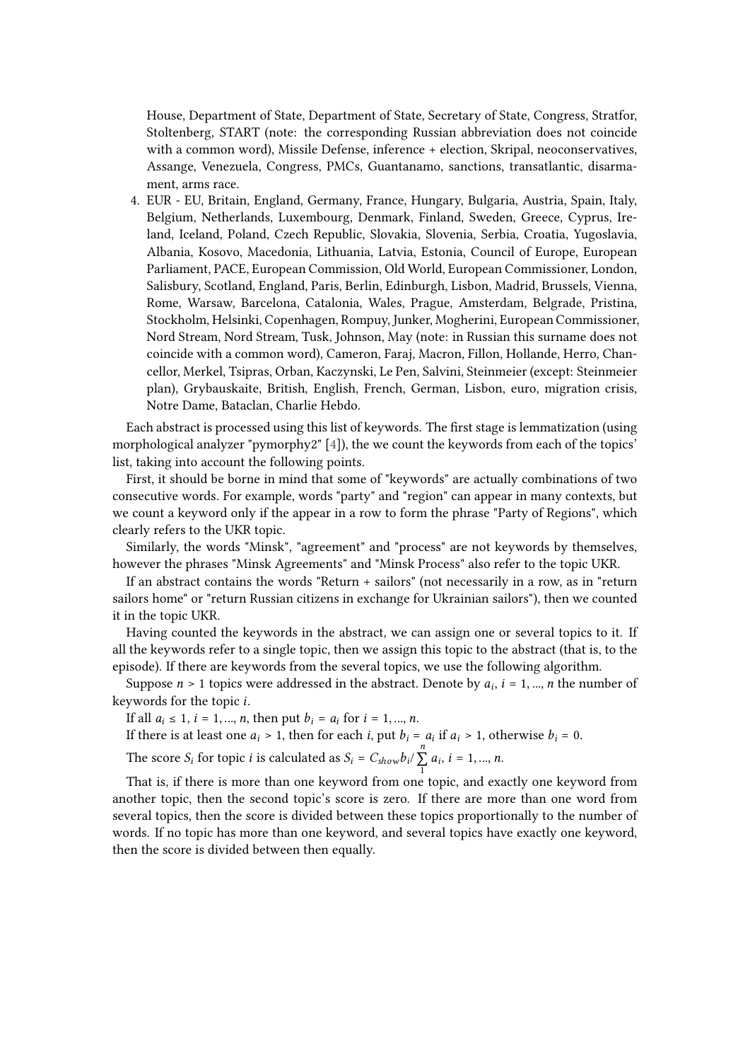House, Department of State, Department of State, Secretary of State, Congress, Stratfor, Stoltenberg, START (note: the corresponding Russian abbreviation does not coincide with a common word), Missile Defense, inference + election, Skripal, neoconservatives, Assange, Venezuela, Congress, PMCs, Guantanamo, sanctions, transatlantic, disarmament, arms race.

4. EUR - EU, Britain, England, Germany, France, Hungary, Bulgaria, Austria, Spain, Italy, Belgium, Netherlands, Luxembourg, Denmark, Finland, Sweden, Greece, Cyprus, Ireland, Iceland, Poland, Czech Republic, Slovakia, Slovenia, Serbia, Croatia, Yugoslavia, Albania, Kosovo, Macedonia, Lithuania, Latvia, Estonia, Council of Europe, European Parliament, PACE, European Commission, Old World, European Commissioner, London, Salisbury, Scotland, England, Paris, Berlin, Edinburgh, Lisbon, Madrid, Brussels, Vienna, Rome, Warsaw, Barcelona, Catalonia, Wales, Prague, Amsterdam, Belgrade, Pristina, Stockholm, Helsinki, Copenhagen, Rompuy, Junker, Mogherini, European Commissioner, Nord Stream, Nord Stream, Tusk, Johnson, May (note: in Russian this surname does not coincide with a common word), Cameron, Faraj, Macron, Fillon, Hollande, Herro, Chancellor, Merkel, Tsipras, Orban, Kaczynski, Le Pen, Salvini, Steinmeier (except: Steinmeier plan), Grybauskaite, British, English, French, German, Lisbon, euro, migration crisis, Notre Dame, Bataclan, Charlie Hebdo.

Each abstract is processed using this list of keywords. The first stage is lemmatization (using morphological analyzer "pymorphy2" [4]), the we count the keywords from each of the topics' list, taking into account the following points.

First, it should be borne in mind that some of "keywords" are actually combinations of two consecutive words. For example, words "party" and "region" can appear in many contexts, but we count a keyword only if the appear in a row to form the phrase "Party of Regions", which clearly refers to the UKR topic.

Similarly, the words "Minsk", "agreement" and "process" are not keywords by themselves, however the phrases "Minsk Agreements" and "Minsk Process" also refer to the topic UKR.

If an abstract contains the words "Return + sailors" (not necessarily in a row, as in "return sailors home" or "return Russian citizens in exchange for Ukrainian sailors"), then we counted it in the topic UKR.

Having counted the keywords in the abstract, we can assign one or several topics to it. If all the keywords refer to a single topic, then we assign this topic to the abstract (that is, to the episode). If there are keywords from the several topics, we use the following algorithm.

Suppose $n > 1$ topics were addressed in the abstract. Denote by $a_i$, $i = 1, ..., n$ the number of keywords for the topic $i$.

If all $a_i \leq 1$, $i = 1, ..., n$, then put $b_i = a_i$ for $i = 1, ..., n$.

If there is at least one $a_i > 1$, then for each $i$, put $b_i = a_i$ if $a_i > 1$, otherwise $b_i = 0$.

The score $S_i$ for topic $i$ is calculated as $S_i = C_{show} b_i / \sum_{1}^{n} a_i$, $i = 1, ..., n$.

That is, if there is more than one keyword from one topic, and exactly one keyword from another topic, then the second topic's score is zero. If there are more than one word from several topics, then the score is divided between these topics proportionally to the number of words. If no topic has more than one keyword, and several topics have exactly one keyword, then the score is divided between then equally.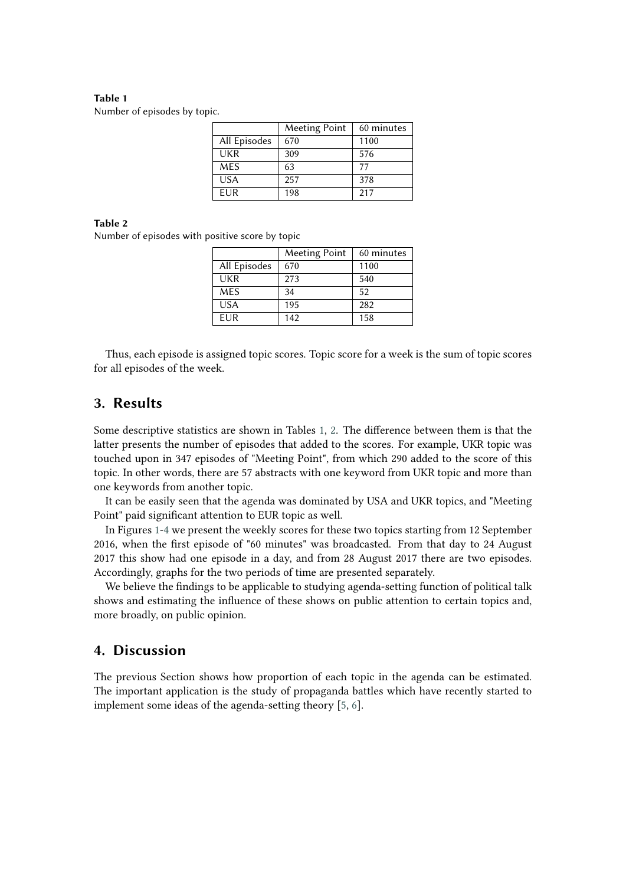**Table 1**
Number of episodes by topic.

| | Meeting Point | 60 minutes |
|---|---|---|
| All Episodes | 670 | 1100 |
| UKR | 309 | 576 |
| MES | 63 | 77 |
| USA | 257 | 378 |
| EUR | 198 | 217 |

**Table 2**
Number of episodes with positive score by topic

| | Meeting Point | 60 minutes |
|---|---|---|
| All Episodes | 670 | 1100 |
| UKR | 273 | 540 |
| MES | 34 | 52 |
| USA | 195 | 282 |
| EUR | 142 | 158 |

Thus, each episode is assigned topic scores. Topic score for a week is the sum of topic scores for all episodes of the week.

## 3. Results

Some descriptive statistics are shown in Tables 1, 2. The difference between them is that the latter presents the number of episodes that added to the scores. For example, UKR topic was touched upon in 347 episodes of "Meeting Point", from which 290 added to the score of this topic. In other words, there are 57 abstracts with one keyword from UKR topic and more than one keywords from another topic.

It can be easily seen that the agenda was dominated by USA and UKR topics, and "Meeting Point" paid significant attention to EUR topic as well.

In Figures 1-4 we present the weekly scores for these two topics starting from 12 September 2016, when the first episode of "60 minutes" was broadcasted. From that day to 24 August 2017 this show had one episode in a day, and from 28 August 2017 there are two episodes. Accordingly, graphs for the two periods of time are presented separately.

We believe the findings to be applicable to studying agenda-setting function of political talk shows and estimating the influence of these shows on public attention to certain topics and, more broadly, on public opinion.

## 4. Discussion

The previous Section shows how proportion of each topic in the agenda can be estimated. The important application is the study of propaganda battles which have recently started to implement some ideas of the agenda-setting theory [5, 6].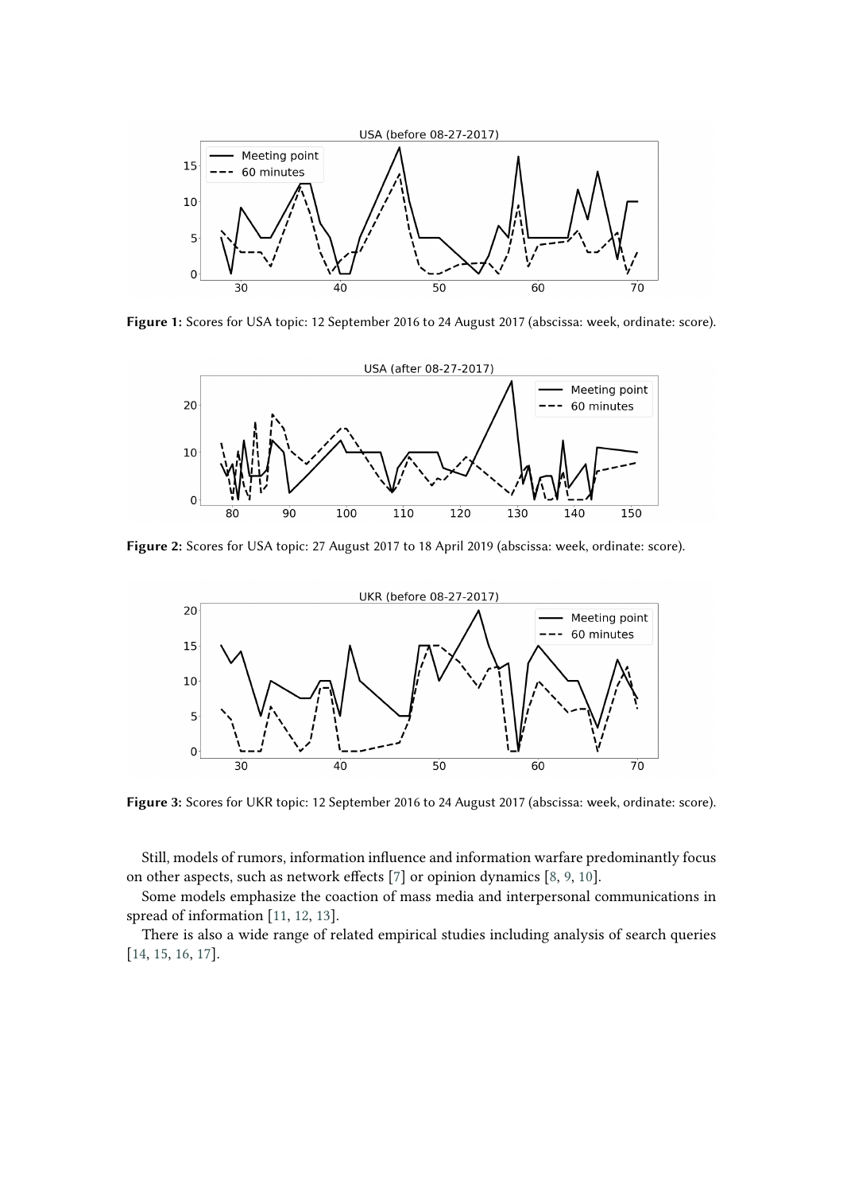**Figure 1:** Scores for USA topic: 12 September 2016 to 24 August 2017 (abscissa: week, ordinate: score).

**Figure 2:** Scores for USA topic: 27 August 2017 to 18 April 2019 (abscissa: week, ordinate: score).

**Figure 3:** Scores for UKR topic: 12 September 2016 to 24 August 2017 (abscissa: week, ordinate: score).

Still, models of rumors, information influence and information warfare predominantly focus on other aspects, such as network effects [7] or opinion dynamics [8, 9, 10].

Some models emphasize the coaction of mass media and interpersonal communications in spread of information [11, 12, 13].

There is also a wide range of related empirical studies including analysis of search queries [14, 15, 16, 17].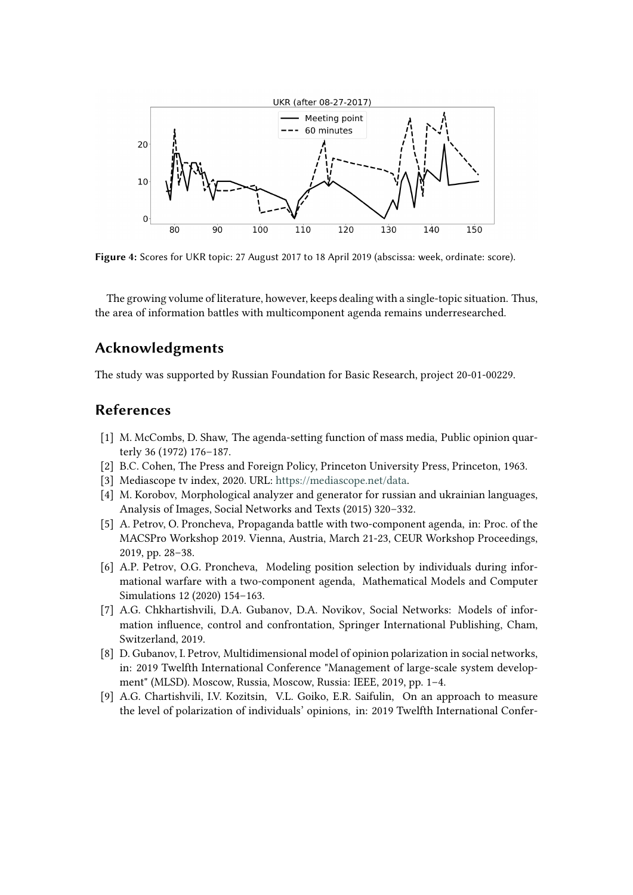Figure 4: Scores for UKR topic: 27 August 2017 to 18 April 2019 (abscissa: week, ordinate: score).

The growing volume of literature, however, keeps dealing with a single-topic situation. Thus, the area of information battles with multicomponent agenda remains underresearched.

## Acknowledgments

The study was supported by Russian Foundation for Basic Research, project 20-01-00229.

## References

[1] M. McCombs, D. Shaw, The agenda-setting function of mass media, Public opinion quarterly 36 (1972) 176–187.

[2] B.C. Cohen, The Press and Foreign Policy, Princeton University Press, Princeton, 1963.

[3] Mediascope tv index, 2020. URL: https://mediascope.net/data.

[4] M. Korobov, Morphological analyzer and generator for russian and ukrainian languages, Analysis of Images, Social Networks and Texts (2015) 320–332.

[5] A. Petrov, O. Proncheva, Propaganda battle with two-component agenda, in: Proc. of the MACSPro Workshop 2019. Vienna, Austria, March 21-23, CEUR Workshop Proceedings, 2019, pp. 28–38.

[6] A.P. Petrov, O.G. Proncheva, Modeling position selection by individuals during informational warfare with a two-component agenda, Mathematical Models and Computer Simulations 12 (2020) 154–163.

[7] A.G. Chkhartishvili, D.A. Gubanov, D.A. Novikov, Social Networks: Models of information influence, control and confrontation, Springer International Publishing, Cham, Switzerland, 2019.

[8] D. Gubanov, I. Petrov, Multidimensional model of opinion polarization in social networks, in: 2019 Twelfth International Conference "Management of large-scale system development" (MLSD). Moscow, Russia, Moscow, Russia: IEEE, 2019, pp. 1–4.

[9] A.G. Chartishvili, I.V. Kozitsin, V.L. Goiko, E.R. Saifulin, On an approach to measure the level of polarization of individuals' opinions, in: 2019 Twelfth International Confer-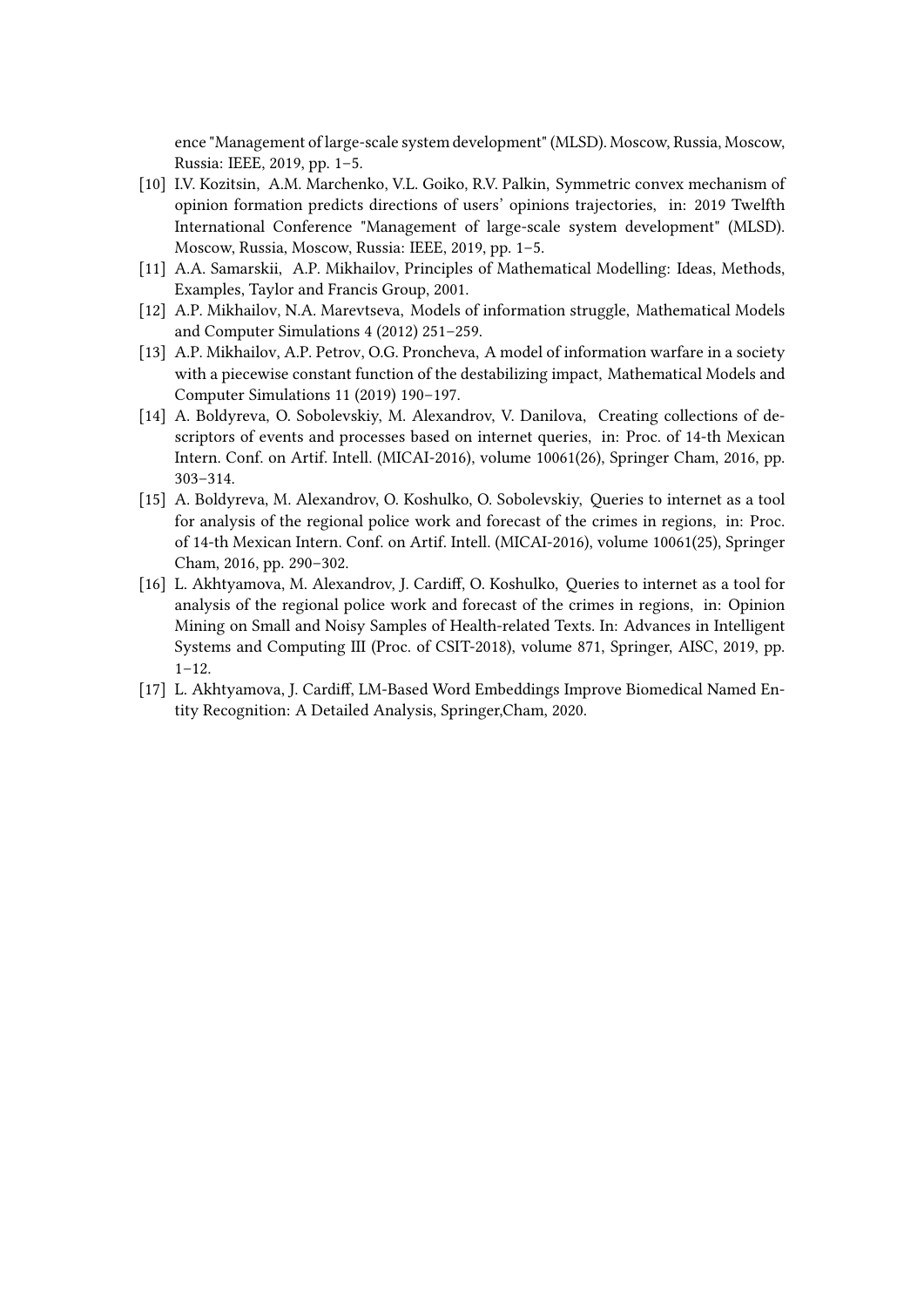ence "Management of large-scale system development" (MLSD). Moscow, Russia, Moscow, Russia: IEEE, 2019, pp. 1–5.

[10] I.V. Kozitsin, A.M. Marchenko, V.L. Goiko, R.V. Palkin, Symmetric convex mechanism of opinion formation predicts directions of users' opinions trajectories, in: 2019 Twelfth International Conference "Management of large-scale system development" (MLSD). Moscow, Russia, Moscow, Russia: IEEE, 2019, pp. 1–5.

[11] A.A. Samarskii, A.P. Mikhailov, Principles of Mathematical Modelling: Ideas, Methods, Examples, Taylor and Francis Group, 2001.

[12] A.P. Mikhailov, N.A. Marevtseva, Models of information struggle, Mathematical Models and Computer Simulations 4 (2012) 251–259.

[13] A.P. Mikhailov, A.P. Petrov, O.G. Proncheva, A model of information warfare in a society with a piecewise constant function of the destabilizing impact, Mathematical Models and Computer Simulations 11 (2019) 190–197.

[14] A. Boldyreva, O. Sobolevskiy, M. Alexandrov, V. Danilova, Creating collections of descriptors of events and processes based on internet queries, in: Proc. of 14-th Mexican Intern. Conf. on Artif. Intell. (MICAI-2016), volume 10061(26), Springer Cham, 2016, pp. 303–314.

[15] A. Boldyreva, M. Alexandrov, O. Koshulko, O. Sobolevskiy, Queries to internet as a tool for analysis of the regional police work and forecast of the crimes in regions, in: Proc. of 14-th Mexican Intern. Conf. on Artif. Intell. (MICAI-2016), volume 10061(25), Springer Cham, 2016, pp. 290–302.

[16] L. Akhtyamova, M. Alexandrov, J. Cardiff, O. Koshulko, Queries to internet as a tool for analysis of the regional police work and forecast of the crimes in regions, in: Opinion Mining on Small and Noisy Samples of Health-related Texts. In: Advances in Intelligent Systems and Computing III (Proc. of CSIT-2018), volume 871, Springer, AISC, 2019, pp. 1–12.

[17] L. Akhtyamova, J. Cardiff, LM-Based Word Embeddings Improve Biomedical Named Entity Recognition: A Detailed Analysis, Springer,Cham, 2020.